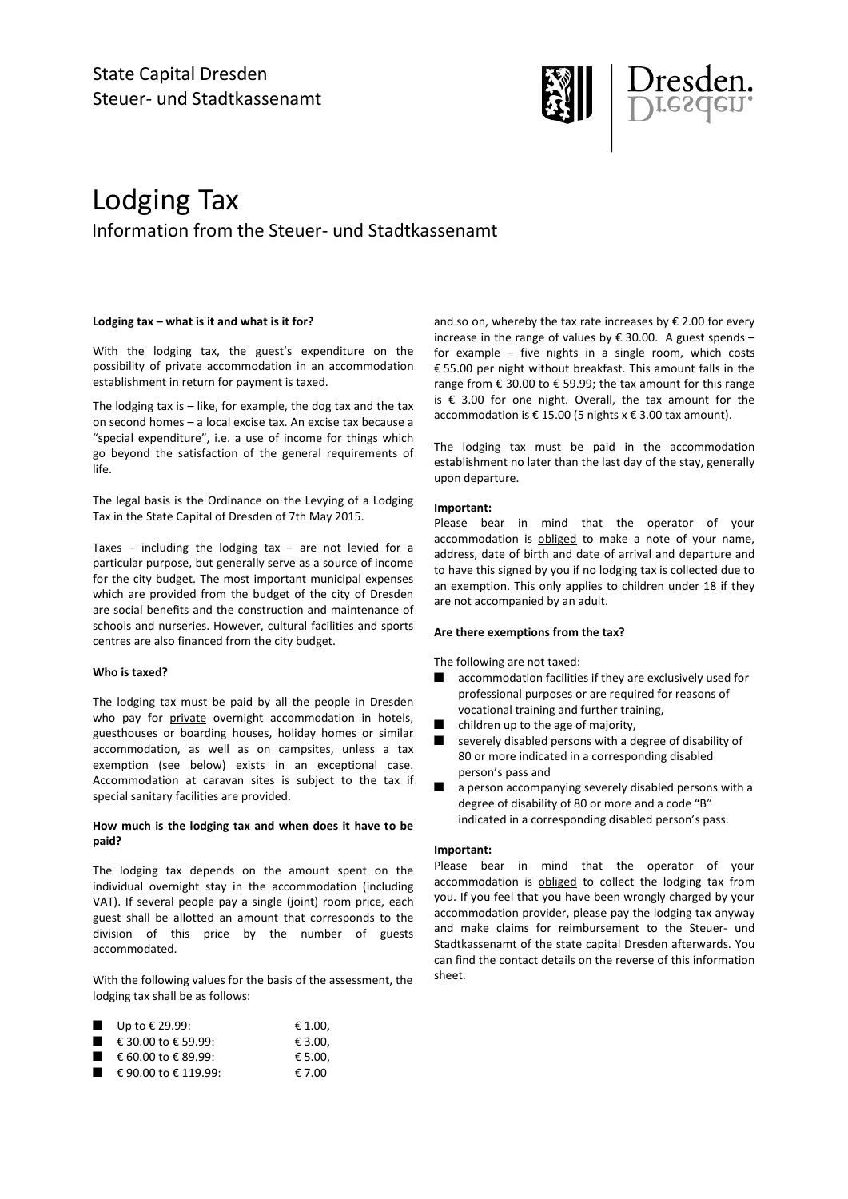State Capital Dresden
Steuer- und Stadtkassenamt

# Lodging Tax

## Information from the Steuer- und Stadtkassenamt

**Lodging tax – what is it and what is it for?**

With the lodging tax, the guest's expenditure on the possibility of private accommodation in an accommodation establishment in return for payment is taxed.

The lodging tax is – like, for example, the dog tax and the tax on second homes – a local excise tax. An excise tax because a "special expenditure", i.e. a use of income for things which go beyond the satisfaction of the general requirements of life.

The legal basis is the Ordinance on the Levying of a Lodging Tax in the State Capital of Dresden of 7th May 2015.

Taxes – including the lodging tax – are not levied for a particular purpose, but generally serve as a source of income for the city budget. The most important municipal expenses which are provided from the budget of the city of Dresden are social benefits and the construction and maintenance of schools and nurseries. However, cultural facilities and sports centres are also financed from the city budget.

**Who is taxed?**

The lodging tax must be paid by all the people in Dresden who pay for private overnight accommodation in hotels, guesthouses or boarding houses, holiday homes or similar accommodation, as well as on campsites, unless a tax exemption (see below) exists in an exceptional case. Accommodation at caravan sites is subject to the tax if special sanitary facilities are provided.

**How much is the lodging tax and when does it have to be paid?**

The lodging tax depends on the amount spent on the individual overnight stay in the accommodation (including VAT). If several people pay a single (joint) room price, each guest shall be allotted an amount that corresponds to the division of this price by the number of guests accommodated.

With the following values for the basis of the assessment, the lodging tax shall be as follows:

- Up to € 29.99: € 1.00,
- € 30.00 to € 59.99: € 3.00,
- € 60.00 to € 89.99: € 5.00,
- € 90.00 to € 119.99: € 7.00

and so on, whereby the tax rate increases by € 2.00 for every increase in the range of values by € 30.00. A guest spends – for example – five nights in a single room, which costs € 55.00 per night without breakfast. This amount falls in the range from € 30.00 to € 59.99; the tax amount for this range is € 3.00 for one night. Overall, the tax amount for the accommodation is € 15.00 (5 nights x € 3.00 tax amount).

The lodging tax must be paid in the accommodation establishment no later than the last day of the stay, generally upon departure.

**Important:**
Please bear in mind that the operator of your accommodation is obliged to make a note of your name, address, date of birth and date of arrival and departure and to have this signed by you if no lodging tax is collected due to an exemption. This only applies to children under 18 if they are not accompanied by an adult.

**Are there exemptions from the tax?**

The following are not taxed:

- accommodation facilities if they are exclusively used for professional purposes or are required for reasons of vocational training and further training,
- children up to the age of majority,
- severely disabled persons with a degree of disability of 80 or more indicated in a corresponding disabled person's pass and
- a person accompanying severely disabled persons with a degree of disability of 80 or more and a code "B" indicated in a corresponding disabled person's pass.

**Important:**
Please bear in mind that the operator of your accommodation is obliged to collect the lodging tax from you. If you feel that you have been wrongly charged by your accommodation provider, please pay the lodging tax anyway and make claims for reimbursement to the Steuer- und Stadtkassenamt of the state capital Dresden afterwards. You can find the contact details on the reverse of this information sheet.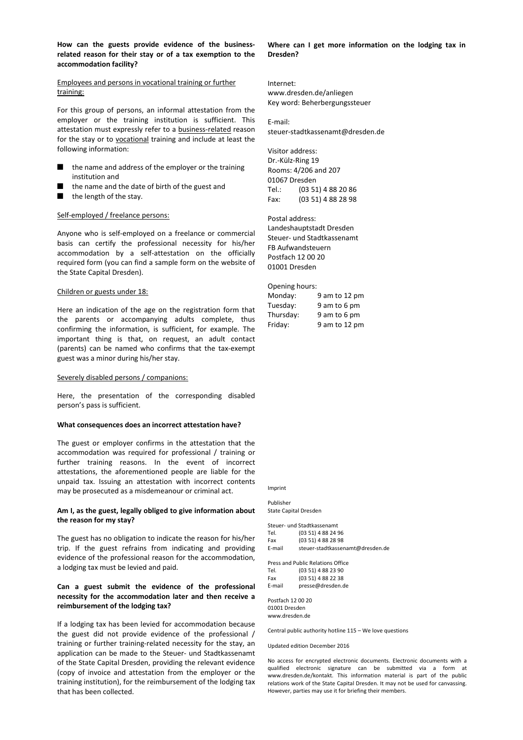**How can the guests provide evidence of the business-related reason for their stay or of a tax exemption to the accommodation facility?**

Employees and persons in vocational training or further training:

For this group of persons, an informal attestation from the employer or the training institution is sufficient. This attestation must expressly refer to a business-related reason for the stay or to vocational training and include at least the following information:

- the name and address of the employer or the training institution and
- the name and the date of birth of the guest and
- the length of the stay.

Self-employed / freelance persons:

Anyone who is self-employed on a freelance or commercial basis can certify the professional necessity for his/her accommodation by a self-attestation on the officially required form (you can find a sample form on the website of the State Capital Dresden).

Children or guests under 18:

Here an indication of the age on the registration form that the parents or accompanying adults complete, thus confirming the information, is sufficient, for example. The important thing is that, on request, an adult contact (parents) can be named who confirms that the tax-exempt guest was a minor during his/her stay.

Severely disabled persons / companions:

Here, the presentation of the corresponding disabled person's pass is sufficient.

**What consequences does an incorrect attestation have?**

The guest or employer confirms in the attestation that the accommodation was required for professional / training or further training reasons. In the event of incorrect attestations, the aforementioned people are liable for the unpaid tax. Issuing an attestation with incorrect contents may be prosecuted as a misdemeanour or criminal act.

**Am I, as the guest, legally obliged to give information about the reason for my stay?**

The guest has no obligation to indicate the reason for his/her trip. If the guest refrains from indicating and providing evidence of the professional reason for the accommodation, a lodging tax must be levied and paid.

**Can a guest submit the evidence of the professional necessity for the accommodation later and then receive a reimbursement of the lodging tax?**

If a lodging tax has been levied for accommodation because the guest did not provide evidence of the professional / training or further training-related necessity for the stay, an application can be made to the Steuer- und Stadtkassenamt of the State Capital Dresden, providing the relevant evidence (copy of invoice and attestation from the employer or the training institution), for the reimbursement of the lodging tax that has been collected.

**Where can I get more information on the lodging tax in Dresden?**

Internet:
www.dresden.de/anliegen
Key word: Beherbergungssteuer

E-mail:
steuer-stadtkassenamt@dresden.de

Visitor address:
Dr.-Külz-Ring 19
Rooms: 4/206 and 207
01067 Dresden
Tel.: (03 51) 4 88 20 86
Fax: (03 51) 4 88 28 98

Postal address:
Landeshauptstadt Dresden
Steuer- und Stadtkassenamt
FB Aufwandsteuern
Postfach 12 00 20
01001 Dresden

Opening hours:

| | |
|---|---|
| Monday: | 9 am to 12 pm |
| Tuesday: | 9 am to 6 pm |
| Thursday: | 9 am to 6 pm |
| Friday: | 9 am to 12 pm |

Imprint

Publisher
State Capital Dresden

Steuer- und Stadtkassenamt
Tel. (03 51) 4 88 24 96
Fax (03 51) 4 88 28 98
E-mail steuer-stadtkassenamt@dresden.de

Press and Public Relations Office
Tel. (03 51) 4 88 23 90
Fax (03 51) 4 88 22 38
E-mail presse@dresden.de

Postfach 12 00 20
01001 Dresden
www.dresden.de

Central public authority hotline 115 – We love questions

Updated edition December 2016

No access for encrypted electronic documents. Electronic documents with a qualified electronic signature can be submitted via a form at www.dresden.de/kontakt. This information material is part of the public relations work of the State Capital Dresden. It may not be used for canvassing. However, parties may use it for briefing their members.